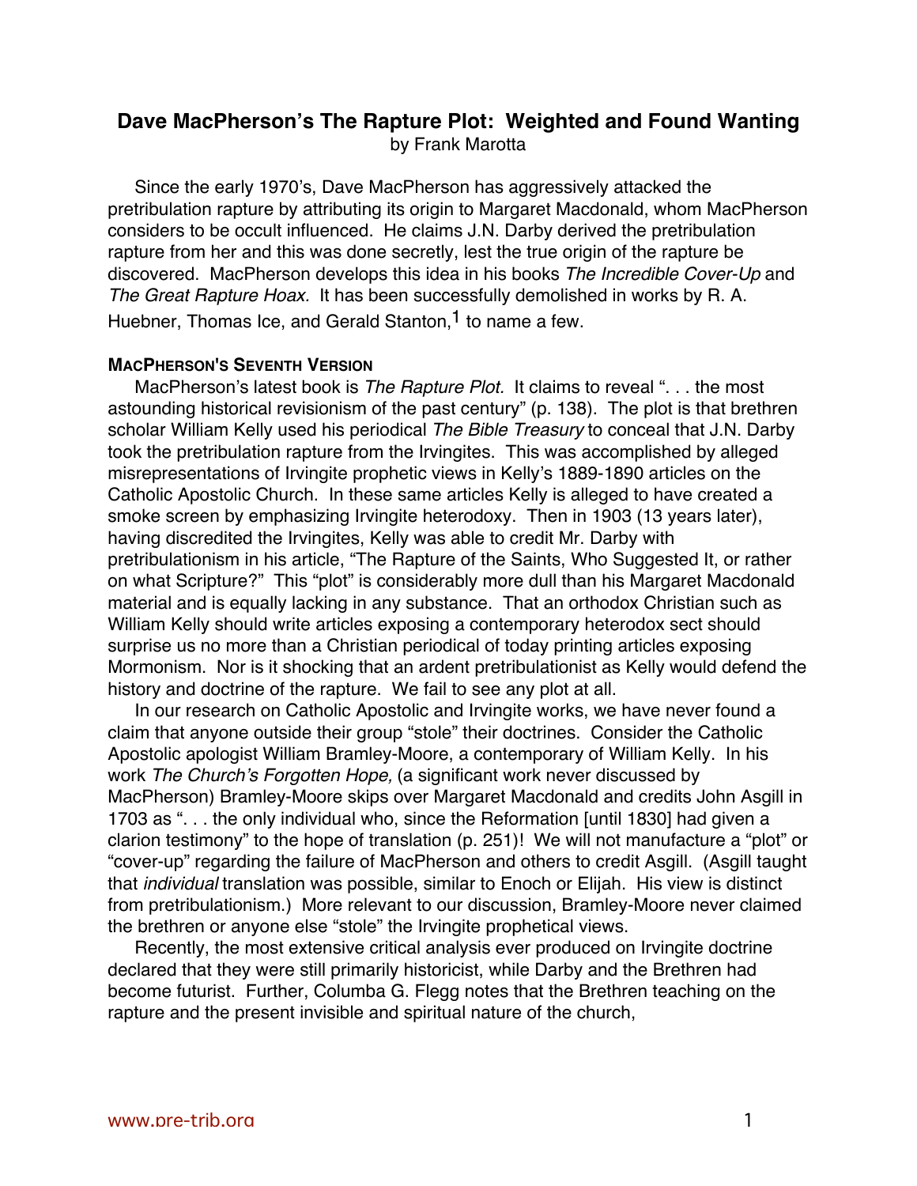# Dave MacPherson's The Rapture Plot: Weighted and Found Wanting

by Frank Marotta

Since the early 1970's, Dave MacPherson has aggressively attacked the pretribulation rapture by attributing its origin to Margaret Macdonald, whom MacPherson considers to be occult influenced. He claims J.N. Darby derived the pretribulation rapture from her and this was done secretly, lest the true origin of the rapture be discovered. MacPherson develops this idea in his books *The Incredible Cover-Up* and *The Great Rapture Hoax.* It has been successfully demolished in works by R. A. Huebner, Thomas Ice, and Gerald Stanton,[1] to name a few.

**MACPHERSON'S SEVENTH VERSION**

MacPherson's latest book is *The Rapture Plot.* It claims to reveal ". . . the most astounding historical revisionism of the past century" (p. 138). The plot is that brethren scholar William Kelly used his periodical *The Bible Treasury* to conceal that J.N. Darby took the pretribulation rapture from the Irvingites. This was accomplished by alleged misrepresentations of Irvingite prophetic views in Kelly's 1889-1890 articles on the Catholic Apostolic Church. In these same articles Kelly is alleged to have created a smoke screen by emphasizing Irvingite heterodoxy. Then in 1903 (13 years later), having discredited the Irvingites, Kelly was able to credit Mr. Darby with pretribulationism in his article, "The Rapture of the Saints, Who Suggested It, or rather on what Scripture?" This "plot" is considerably more dull than his Margaret Macdonald material and is equally lacking in any substance. That an orthodox Christian such as William Kelly should write articles exposing a contemporary heterodox sect should surprise us no more than a Christian periodical of today printing articles exposing Mormonism. Nor is it shocking that an ardent pretribulationist as Kelly would defend the history and doctrine of the rapture. We fail to see any plot at all.

In our research on Catholic Apostolic and Irvingite works, we have never found a claim that anyone outside their group "stole" their doctrines. Consider the Catholic Apostolic apologist William Bramley-Moore, a contemporary of William Kelly. In his work *The Church's Forgotten Hope,* (a significant work never discussed by MacPherson) Bramley-Moore skips over Margaret Macdonald and credits John Asgill in 1703 as ". . . the only individual who, since the Reformation [until 1830] had given a clarion testimony" to the hope of translation (p. 251)! We will not manufacture a "plot" or "cover-up" regarding the failure of MacPherson and others to credit Asgill. (Asgill taught that *individual* translation was possible, similar to Enoch or Elijah. His view is distinct from pretribulationism.) More relevant to our discussion, Bramley-Moore never claimed the brethren or anyone else "stole" the Irvingite prophetical views.

Recently, the most extensive critical analysis ever produced on Irvingite doctrine declared that they were still primarily historicist, while Darby and the Brethren had become futurist. Further, Columba G. Flegg notes that the Brethren teaching on the rapture and the present invisible and spiritual nature of the church,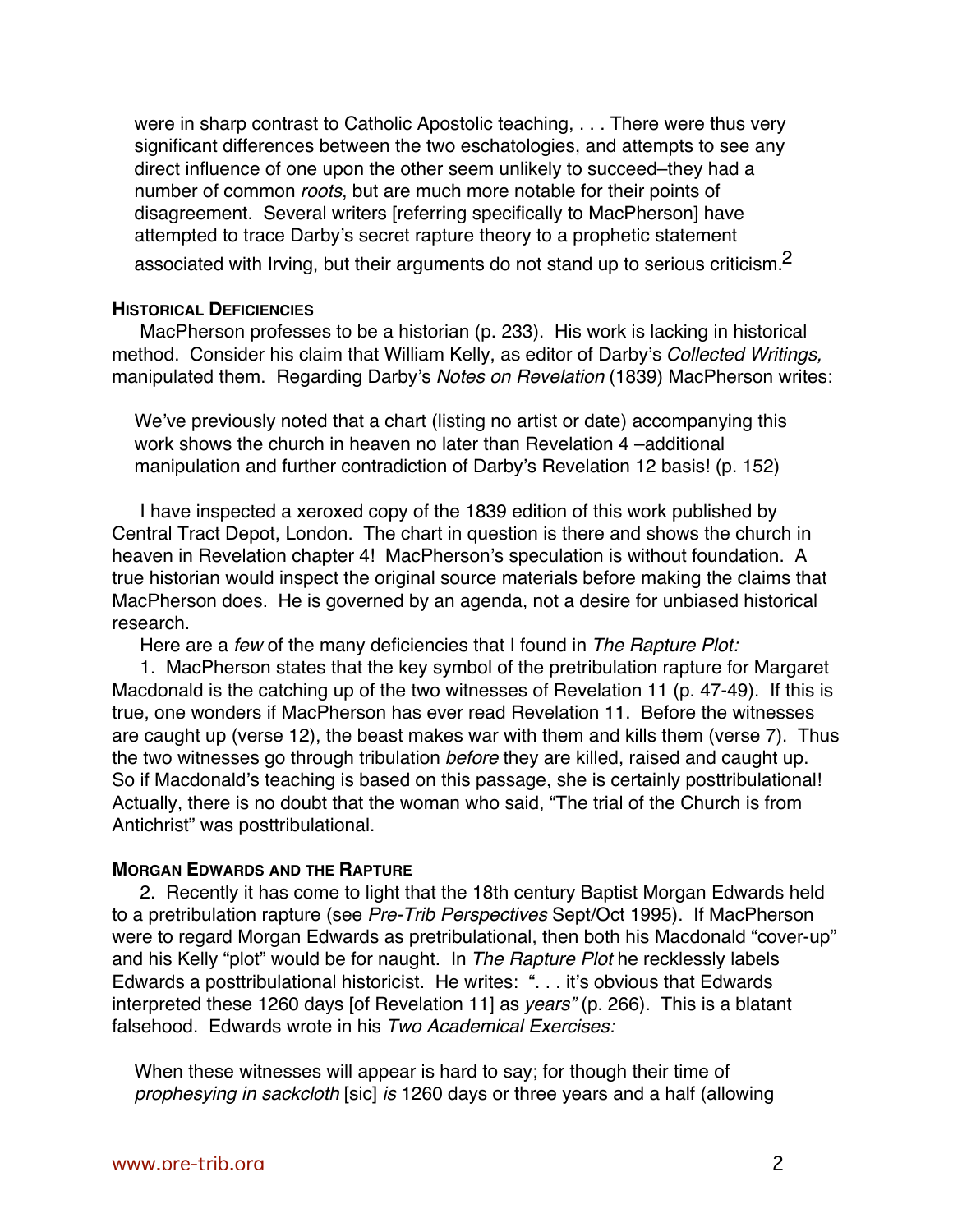> were in sharp contrast to Catholic Apostolic teaching, . . . There were thus very significant differences between the two eschatologies, and attempts to see any direct influence of one upon the other seem unlikely to succeed–they had a number of common *roots*, but are much more notable for their points of disagreement. Several writers [referring specifically to MacPherson] have attempted to trace Darby's secret rapture theory to a prophetic statement associated with Irving, but their arguments do not stand up to serious criticism.[2]

### HISTORICAL DEFICIENCIES

MacPherson professes to be a historian (p. 233). His work is lacking in historical method. Consider his claim that William Kelly, as editor of Darby's *Collected Writings,* manipulated them. Regarding Darby's *Notes on Revelation* (1839) MacPherson writes:

> We've previously noted that a chart (listing no artist or date) accompanying this work shows the church in heaven no later than Revelation 4 –additional manipulation and further contradiction of Darby's Revelation 12 basis! (p. 152)

I have inspected a xeroxed copy of the 1839 edition of this work published by Central Tract Depot, London. The chart in question is there and shows the church in heaven in Revelation chapter 4! MacPherson's speculation is without foundation. A true historian would inspect the original source materials before making the claims that MacPherson does. He is governed by an agenda, not a desire for unbiased historical research.

Here are a *few* of the many deficiencies that I found in *The Rapture Plot:*

1. MacPherson states that the key symbol of the pretribulation rapture for Margaret Macdonald is the catching up of the two witnesses of Revelation 11 (p. 47-49). If this is true, one wonders if MacPherson has ever read Revelation 11. Before the witnesses are caught up (verse 12), the beast makes war with them and kills them (verse 7). Thus the two witnesses go through tribulation *before* they are killed, raised and caught up. So if Macdonald's teaching is based on this passage, she is certainly posttribulational! Actually, there is no doubt that the woman who said, "The trial of the Church is from Antichrist" was posttribulational.

### MORGAN EDWARDS AND THE RAPTURE

2. Recently it has come to light that the 18th century Baptist Morgan Edwards held to a pretribulation rapture (see *Pre-Trib Perspectives* Sept/Oct 1995). If MacPherson were to regard Morgan Edwards as pretribulational, then both his Macdonald "cover-up" and his Kelly "plot" would be for naught. In *The Rapture Plot* he recklessly labels Edwards a posttribulational historicist. He writes: ". . . it's obvious that Edwards interpreted these 1260 days [of Revelation 11] as *years"* (p. 266). This is a blatant falsehood. Edwards wrote in his *Two Academical Exercises:*

> When these witnesses will appear is hard to say; for though their time of *prophesying in sackcloth* [sic] *is* 1260 days or three years and a half (allowing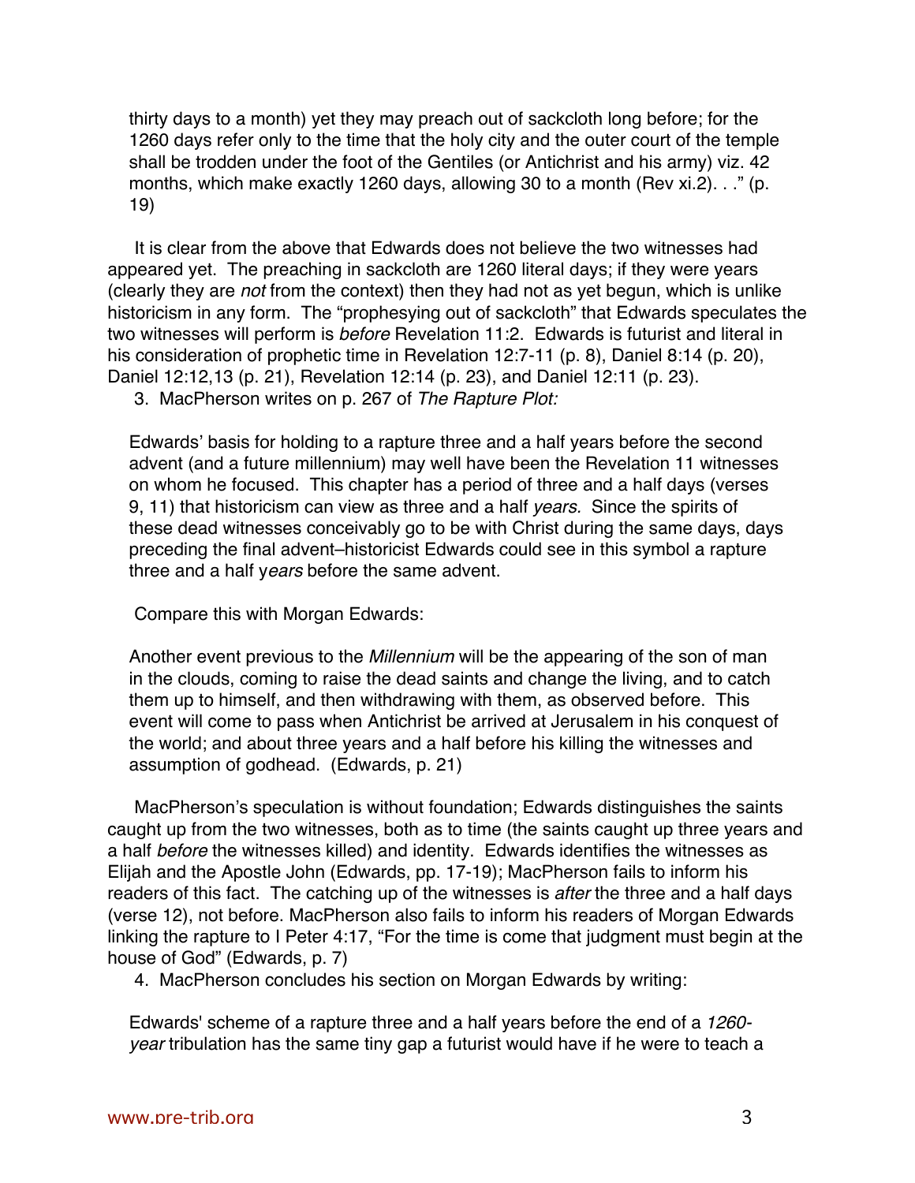> thirty days to a month) yet they may preach out of sackcloth long before; for the 1260 days refer only to the time that the holy city and the outer court of the temple shall be trodden under the foot of the Gentiles (or Antichrist and his army) viz. 42 months, which make exactly 1260 days, allowing 30 to a month (Rev xi.2). . ." (p. 19)

It is clear from the above that Edwards does not believe the two witnesses had appeared yet. The preaching in sackcloth are 1260 literal days; if they were years (clearly they are *not* from the context) then they had not as yet begun, which is unlike historicism in any form. The "prophesying out of sackcloth" that Edwards speculates the two witnesses will perform is *before* Revelation 11:2. Edwards is futurist and literal in his consideration of prophetic time in Revelation 12:7-11 (p. 8), Daniel 8:14 (p. 20), Daniel 12:12,13 (p. 21), Revelation 12:14 (p. 23), and Daniel 12:11 (p. 23).

3. MacPherson writes on p. 267 of *The Rapture Plot:*

> Edwards' basis for holding to a rapture three and a half years before the second advent (and a future millennium) may well have been the Revelation 11 witnesses on whom he focused. This chapter has a period of three and a half days (verses 9, 11) that historicism can view as three and a half *years.* Since the spirits of these dead witnesses conceivably go to be with Christ during the same days, days preceding the final advent–historicist Edwards could see in this symbol a rapture three and a half y*ears* before the same advent.

Compare this with Morgan Edwards:

> Another event previous to the *Millennium* will be the appearing of the son of man in the clouds, coming to raise the dead saints and change the living, and to catch them up to himself, and then withdrawing with them, as observed before. This event will come to pass when Antichrist be arrived at Jerusalem in his conquest of the world; and about three years and a half before his killing the witnesses and assumption of godhead. (Edwards, p. 21)

MacPherson's speculation is without foundation; Edwards distinguishes the saints caught up from the two witnesses, both as to time (the saints caught up three years and a half *before* the witnesses killed) and identity. Edwards identifies the witnesses as Elijah and the Apostle John (Edwards, pp. 17-19); MacPherson fails to inform his readers of this fact. The catching up of the witnesses is *after* the three and a half days (verse 12), not before. MacPherson also fails to inform his readers of Morgan Edwards linking the rapture to I Peter 4:17, "For the time is come that judgment must begin at the house of God" (Edwards, p. 7)

4. MacPherson concludes his section on Morgan Edwards by writing:

> Edwards' scheme of a rapture three and a half years before the end of a *1260-year* tribulation has the same tiny gap a futurist would have if he were to teach a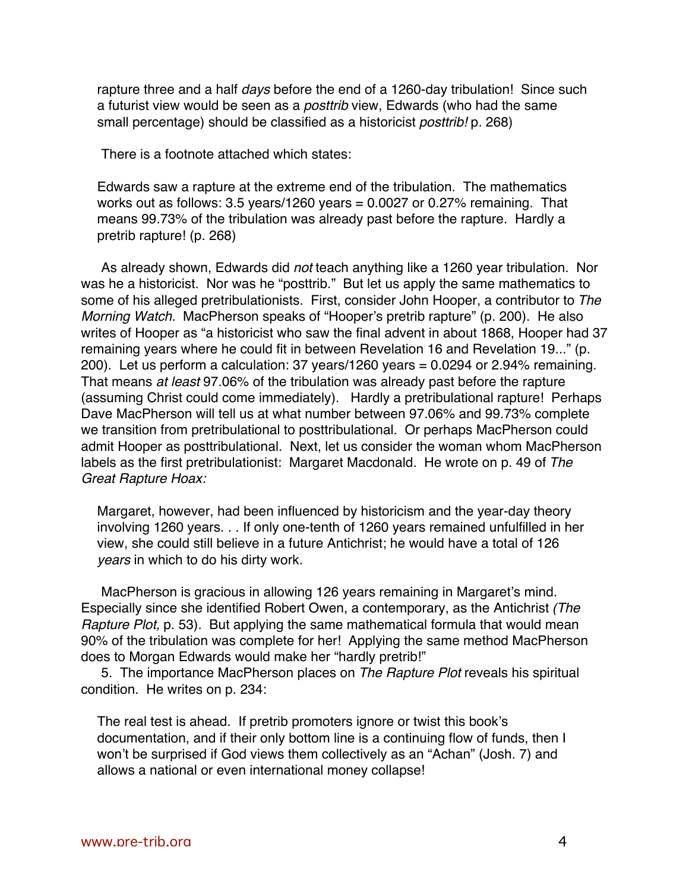> rapture three and a half *days* before the end of a 1260-day tribulation! Since such a futurist view would be seen as a *posttrib* view, Edwards (who had the same small percentage) should be classified as a historicist *posttrib!* p. 268)

There is a footnote attached which states:

> Edwards saw a rapture at the extreme end of the tribulation. The mathematics works out as follows: 3.5 years/1260 years = 0.0027 or 0.27% remaining. That means 99.73% of the tribulation was already past before the rapture. Hardly a pretrib rapture! (p. 268)

As already shown, Edwards did *not* teach anything like a 1260 year tribulation. Nor was he a historicist. Nor was he "posttrib." But let us apply the same mathematics to some of his alleged pretribulationists. First, consider John Hooper, a contributor to *The Morning Watch.* MacPherson speaks of "Hooper's pretrib rapture" (p. 200). He also writes of Hooper as "a historicist who saw the final advent in about 1868, Hooper had 37 remaining years where he could fit in between Revelation 16 and Revelation 19..." (p. 200). Let us perform a calculation: 37 years/1260 years = 0.0294 or 2.94% remaining. That means *at least* 97.06% of the tribulation was already past before the rapture (assuming Christ could come immediately). Hardly a pretribulational rapture! Perhaps Dave MacPherson will tell us at what number between 97.06% and 99.73% complete we transition from pretribulational to posttribulational. Or perhaps MacPherson could admit Hooper as posttribulational. Next, let us consider the woman whom MacPherson labels as the first pretribulationist: Margaret Macdonald. He wrote on p. 49 of *The Great Rapture Hoax:*

> Margaret, however, had been influenced by historicism and the year-day theory involving 1260 years. . . If only one-tenth of 1260 years remained unfulfilled in her view, she could still believe in a future Antichrist; he would have a total of 126 *years* in which to do his dirty work.

MacPherson is gracious in allowing 126 years remaining in Margaret's mind. Especially since she identified Robert Owen, a contemporary, as the Antichrist *(The Rapture Plot,* p. 53). But applying the same mathematical formula that would mean 90% of the tribulation was complete for her! Applying the same method MacPherson does to Morgan Edwards would make her "hardly pretrib!"

5. The importance MacPherson places on *The Rapture Plot* reveals his spiritual condition. He writes on p. 234:

> The real test is ahead. If pretrib promoters ignore or twist this book's documentation, and if their only bottom line is a continuing flow of funds, then I won't be surprised if God views them collectively as an "Achan" (Josh. 7) and allows a national or even international money collapse!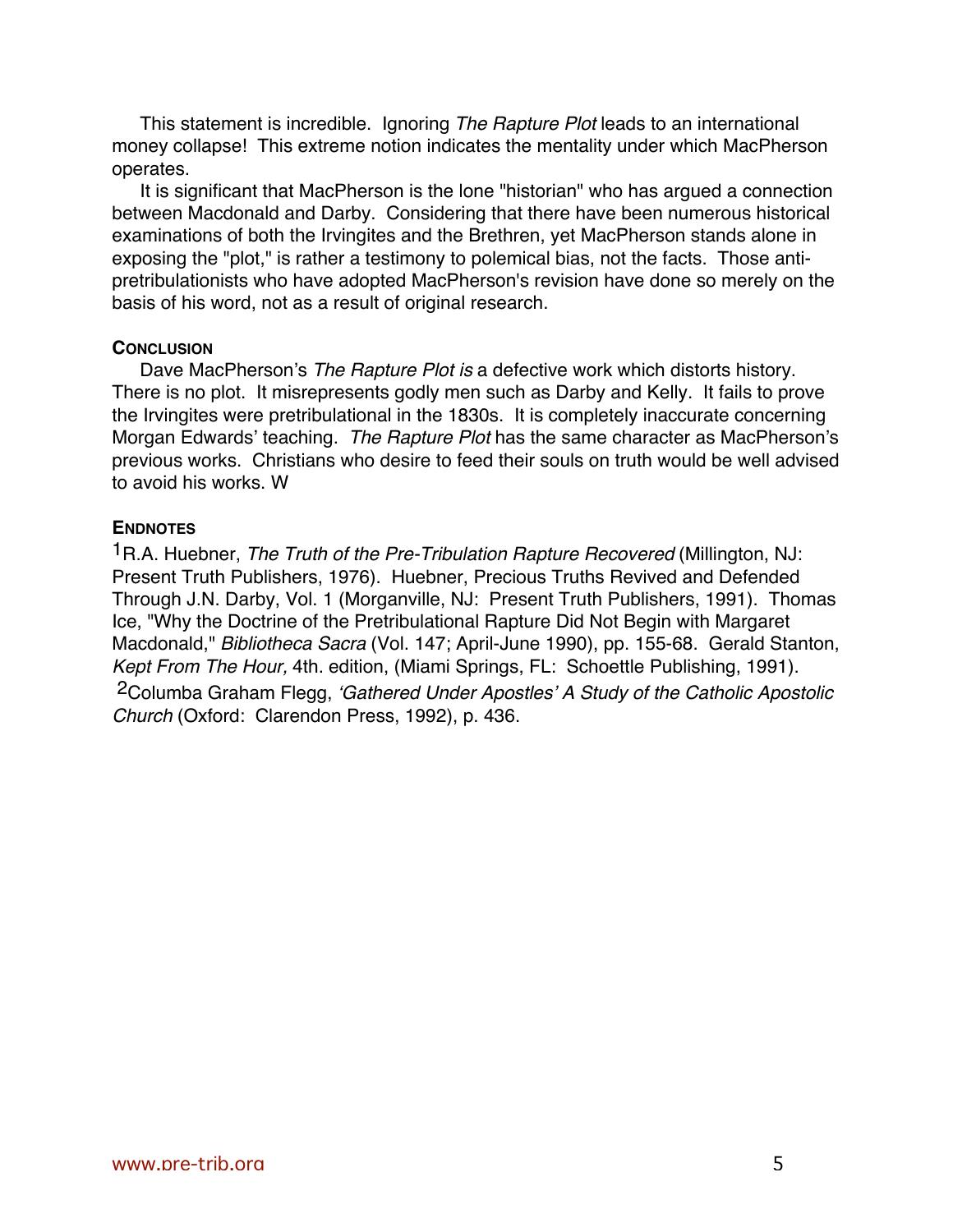This statement is incredible. Ignoring *The Rapture Plot* leads to an international money collapse! This extreme notion indicates the mentality under which MacPherson operates.

It is significant that MacPherson is the lone "historian" who has argued a connection between Macdonald and Darby. Considering that there have been numerous historical examinations of both the Irvingites and the Brethren, yet MacPherson stands alone in exposing the "plot," is rather a testimony to polemical bias, not the facts. Those anti-pretribulationists who have adopted MacPherson's revision have done so merely on the basis of his word, not as a result of original research.

## Conclusion

Dave MacPherson's *The Rapture Plot is* a defective work which distorts history. There is no plot. It misrepresents godly men such as Darby and Kelly. It fails to prove the Irvingites were pretribulational in the 1830s. It is completely inaccurate concerning Morgan Edwards' teaching. *The Rapture Plot* has the same character as MacPherson's previous works. Christians who desire to feed their souls on truth would be well advised to avoid his works. W

## Endnotes

[1] R.A. Huebner, *The Truth of the Pre-Tribulation Rapture Recovered* (Millington, NJ: Present Truth Publishers, 1976). Huebner, Precious Truths Revived and Defended Through J.N. Darby, Vol. 1 (Morganville, NJ: Present Truth Publishers, 1991). Thomas Ice, "Why the Doctrine of the Pretribulational Rapture Did Not Begin with Margaret Macdonald," *Bibliotheca Sacra* (Vol. 147; April-June 1990), pp. 155-68. Gerald Stanton, *Kept From The Hour,* 4th. edition, (Miami Springs, FL: Schoettle Publishing, 1991).

[2] Columba Graham Flegg, *'Gathered Under Apostles' A Study of the Catholic Apostolic Church* (Oxford: Clarendon Press, 1992), p. 436.